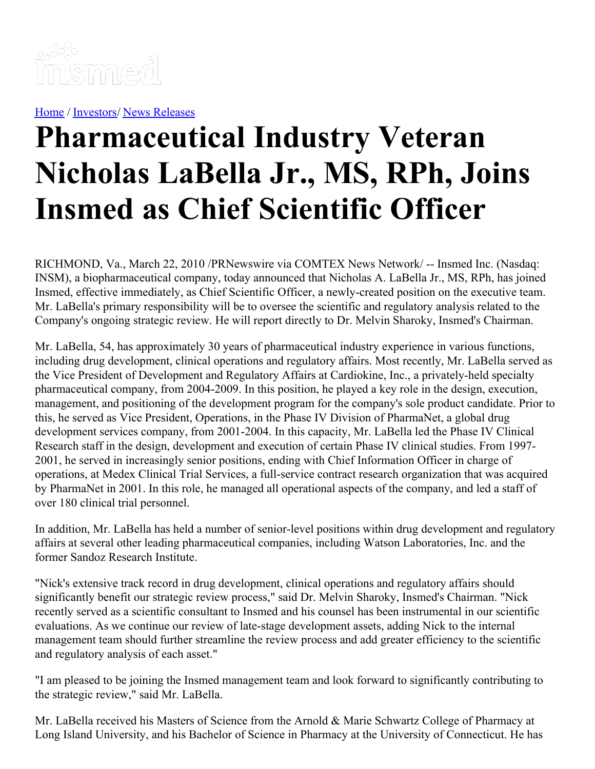Home / Investors/ News Releases

# Pharmaceutical Industry Veteran Nicholas LaBella Jr., MS, RPh, Joins Insmed as Chief Scientific Officer

RICHMOND, Va., March 22, 2010 /PRNewswire via COMTEX News Network/ -- Insmed Inc. (Nasdaq: INSM), a biopharmaceutical company, today announced that Nicholas A. LaBella Jr., MS, RPh, has joined Insmed, effective immediately, as Chief Scientific Officer, a newly-created position on the executive team. Mr. LaBella's primary responsibility will be to oversee the scientific and regulatory analysis related to the Company's ongoing strategic review. He will report directly to Dr. Melvin Sharoky, Insmed's Chairman.

Mr. LaBella, 54, has approximately 30 years of pharmaceutical industry experience in various functions, including drug development, clinical operations and regulatory affairs. Most recently, Mr. LaBella served as the Vice President of Development and Regulatory Affairs at Cardiokine, Inc., a privately-held specialty pharmaceutical company, from 2004-2009. In this position, he played a key role in the design, execution, management, and positioning of the development program for the company's sole product candidate. Prior to this, he served as Vice President, Operations, in the Phase IV Division of PharmaNet, a global drug development services company, from 2001-2004. In this capacity, Mr. LaBella led the Phase IV Clinical Research staff in the design, development and execution of certain Phase IV clinical studies. From 1997-2001, he served in increasingly senior positions, ending with Chief Information Officer in charge of operations, at Medex Clinical Trial Services, a full-service contract research organization that was acquired by PharmaNet in 2001. In this role, he managed all operational aspects of the company, and led a staff of over 180 clinical trial personnel.

In addition, Mr. LaBella has held a number of senior-level positions within drug development and regulatory affairs at several other leading pharmaceutical companies, including Watson Laboratories, Inc. and the former Sandoz Research Institute.

"Nick's extensive track record in drug development, clinical operations and regulatory affairs should significantly benefit our strategic review process," said Dr. Melvin Sharoky, Insmed's Chairman. "Nick recently served as a scientific consultant to Insmed and his counsel has been instrumental in our scientific evaluations. As we continue our review of late-stage development assets, adding Nick to the internal management team should further streamline the review process and add greater efficiency to the scientific and regulatory analysis of each asset."

"I am pleased to be joining the Insmed management team and look forward to significantly contributing to the strategic review," said Mr. LaBella.

Mr. LaBella received his Masters of Science from the Arnold & Marie Schwartz College of Pharmacy at Long Island University, and his Bachelor of Science in Pharmacy at the University of Connecticut. He has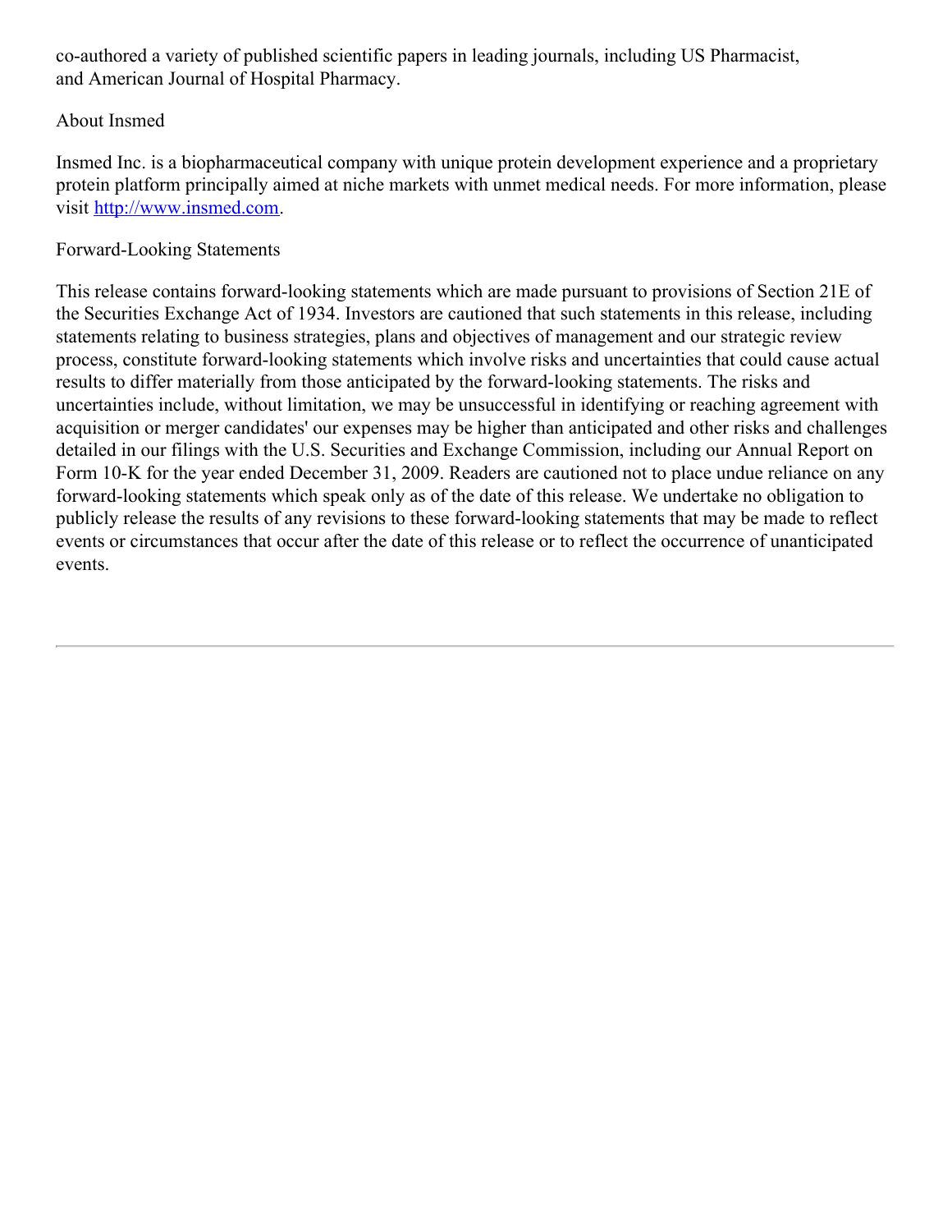co-authored a variety of published scientific papers in leading journals, including US Pharmacist, and American Journal of Hospital Pharmacy.

About Insmed

Insmed Inc. is a biopharmaceutical company with unique protein development experience and a proprietary protein platform principally aimed at niche markets with unmet medical needs. For more information, please visit http://www.insmed.com.

Forward-Looking Statements

This release contains forward-looking statements which are made pursuant to provisions of Section 21E of the Securities Exchange Act of 1934. Investors are cautioned that such statements in this release, including statements relating to business strategies, plans and objectives of management and our strategic review process, constitute forward-looking statements which involve risks and uncertainties that could cause actual results to differ materially from those anticipated by the forward-looking statements. The risks and uncertainties include, without limitation, we may be unsuccessful in identifying or reaching agreement with acquisition or merger candidates' our expenses may be higher than anticipated and other risks and challenges detailed in our filings with the U.S. Securities and Exchange Commission, including our Annual Report on Form 10-K for the year ended December 31, 2009. Readers are cautioned not to place undue reliance on any forward-looking statements which speak only as of the date of this release. We undertake no obligation to publicly release the results of any revisions to these forward-looking statements that may be made to reflect events or circumstances that occur after the date of this release or to reflect the occurrence of unanticipated events.